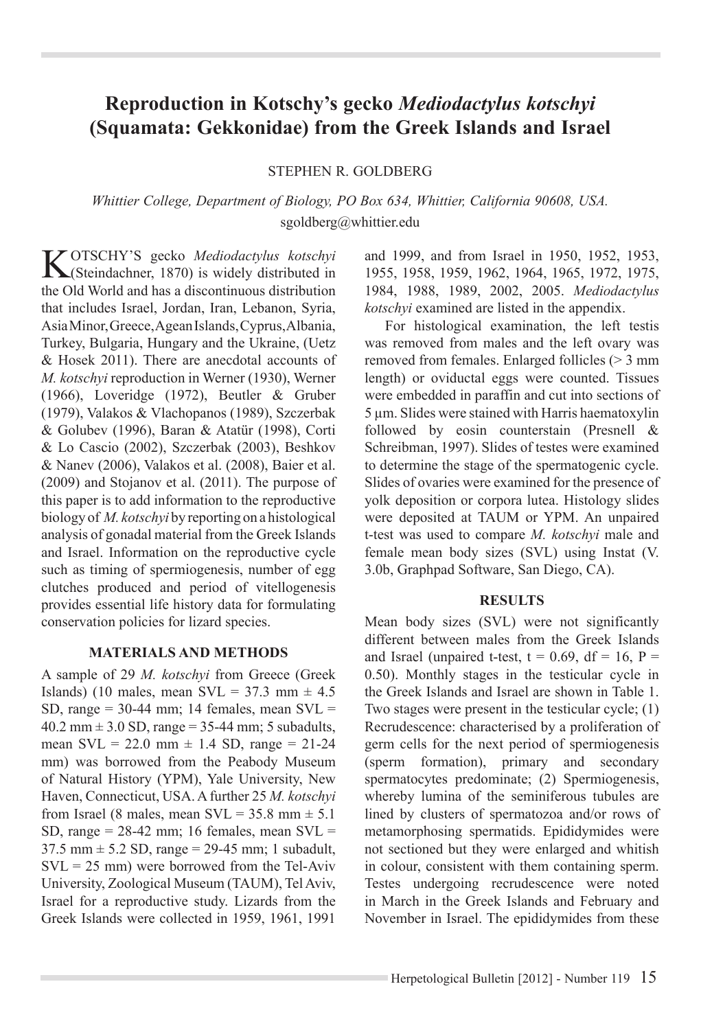# Reproduction in Kotschy's gecko *Mediodactylus kotschyi* (Squamata: Gekkonidae) from the Greek Islands and Israel

STEPHEN R. GOLDBERG

*Whittier College, Department of Biology, PO Box 634, Whittier, California 90608, USA.*
sgoldberg@whittier.edu

KOTSCHY'S gecko *Mediodactylus kotschyi* (Steindachner, 1870) is widely distributed in the Old World and has a discontinuous distribution that includes Israel, Jordan, Iran, Lebanon, Syria, Asia Minor, Greece, Agean Islands, Cyprus, Albania, Turkey, Bulgaria, Hungary and the Ukraine, (Uetz & Hosek 2011). There are anecdotal accounts of *M. kotschyi* reproduction in Werner (1930), Werner (1966), Loveridge (1972), Beutler & Gruber (1979), Valakos & Vlachopanos (1989), Szczerbak & Golubev (1996), Baran & Atatür (1998), Corti & Lo Cascio (2002), Szczerbak (2003), Beshkov & Nanev (2006), Valakos et al. (2008), Baier et al. (2009) and Stojanov et al. (2011). The purpose of this paper is to add information to the reproductive biology of *M. kotschyi* by reporting on a histological analysis of gonadal material from the Greek Islands and Israel. Information on the reproductive cycle such as timing of spermiogenesis, number of egg clutches produced and period of vitellogenesis provides essential life history data for formulating conservation policies for lizard species.

## MATERIALS AND METHODS

A sample of 29 *M. kotschyi* from Greece (Greek Islands) (10 males, mean SVL = 37.3 mm ± 4.5 SD, range = 30-44 mm; 14 females, mean SVL = 40.2 mm ± 3.0 SD, range = 35-44 mm; 5 subadults, mean SVL = 22.0 mm ± 1.4 SD, range = 21-24 mm) was borrowed from the Peabody Museum of Natural History (YPM), Yale University, New Haven, Connecticut, USA. A further 25 *M. kotschyi* from Israel (8 males, mean SVL = 35.8 mm ± 5.1 SD, range = 28-42 mm; 16 females, mean SVL = 37.5 mm ± 5.2 SD, range = 29-45 mm; 1 subadult, SVL = 25 mm) were borrowed from the Tel-Aviv University, Zoological Museum (TAUM), Tel Aviv, Israel for a reproductive study. Lizards from the Greek Islands were collected in 1959, 1961, 1991 and 1999, and from Israel in 1950, 1952, 1953, 1955, 1958, 1959, 1962, 1964, 1965, 1972, 1975, 1984, 1988, 1989, 2002, 2005. *Mediodactylus kotschyi* examined are listed in the appendix.

For histological examination, the left testis was removed from males and the left ovary was removed from females. Enlarged follicles (> 3 mm length) or oviductal eggs were counted. Tissues were embedded in paraffin and cut into sections of 5 µm. Slides were stained with Harris haematoxylin followed by eosin counterstain (Presnell & Schreibman, 1997). Slides of testes were examined to determine the stage of the spermatogenic cycle. Slides of ovaries were examined for the presence of yolk deposition or corpora lutea. Histology slides were deposited at TAUM or YPM. An unpaired t-test was used to compare *M. kotschyi* male and female mean body sizes (SVL) using Instat (V. 3.0b, Graphpad Software, San Diego, CA).

## RESULTS

Mean body sizes (SVL) were not significantly different between males from the Greek Islands and Israel (unpaired t-test, $t = 0.69$, $df = 16$, $P = 0.50$). Monthly stages in the testicular cycle in the Greek Islands and Israel are shown in Table 1. Two stages were present in the testicular cycle; (1) Recrudescence: characterised by a proliferation of germ cells for the next period of spermiogenesis (sperm formation), primary and secondary spermatocytes predominate; (2) Spermiogenesis, whereby lumina of the seminiferous tubules are lined by clusters of spermatozoa and/or rows of metamorphosing spermatids. Epididymides were not sectioned but they were enlarged and whitish in colour, consistent with them containing sperm. Testes undergoing recrudescence were noted in March in the Greek Islands and February and November in Israel. The epididymides from these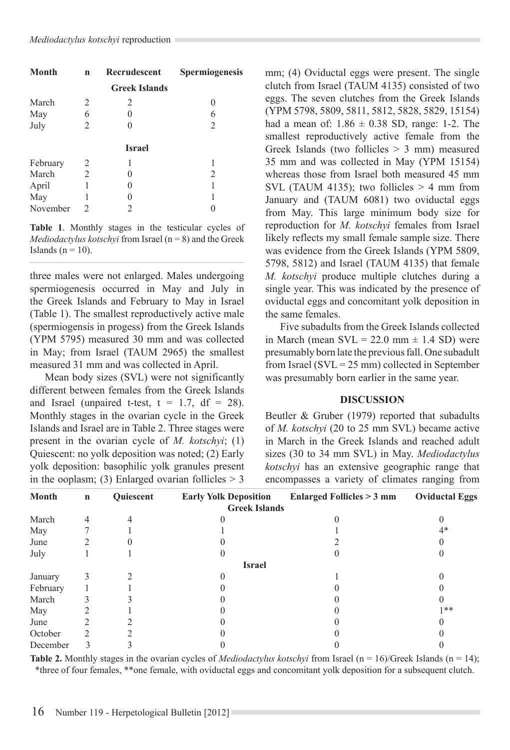| Month | n | Recrudescent | Spermiogenesis |
|---|---|---|---|
| | | **Greek Islands** | |
| March | 2 | 2 | 0 |
| May | 6 | 0 | 6 |
| July | 2 | 0 | 2 |
| | | **Israel** | |
| February | 2 | 1 | 1 |
| March | 2 | 0 | 2 |
| April | 1 | 0 | 1 |
| May | 1 | 0 | 1 |
| November | 2 | 2 | 0 |

**Table 1**. Monthly stages in the testicular cycles of *Mediodactylus kotschyi* from Israel (n = 8) and the Greek Islands (n = 10).

three males were not enlarged. Males undergoing spermiogenesis occurred in May and July in the Greek Islands and February to May in Israel (Table 1). The smallest reproductively active male (spermiogensis in progess) from the Greek Islands (YPM 5795) measured 30 mm and was collected in May; from Israel (TAUM 2965) the smallest measured 31 mm and was collected in April.

Mean body sizes (SVL) were not significantly different between females from the Greek Islands and Israel (unpaired t-test, t = 1.7, df = 28). Monthly stages in the ovarian cycle in the Greek Islands and Israel are in Table 2. Three stages were present in the ovarian cycle of *M. kotschyi*; (1) Quiescent: no yolk deposition was noted; (2) Early yolk deposition: basophilic yolk granules present in the ooplasm; (3) Enlarged ovarian follicles > 3 mm; (4) Oviductal eggs were present. The single clutch from Israel (TAUM 4135) consisted of two eggs. The seven clutches from the Greek Islands (YPM 5798, 5809, 5811, 5812, 5828, 5829, 15154) had a mean of: 1.86 ± 0.38 SD, range: 1-2. The smallest reproductively active female from the Greek Islands (two follicles > 3 mm) measured 35 mm and was collected in May (YPM 15154) whereas those from Israel both measured 45 mm SVL (TAUM 4135); two follicles > 4 mm from January and (TAUM 6081) two oviductal eggs from May. This large minimum body size for reproduction for *M. kotschyi* females from Israel likely reflects my small female sample size. There was evidence from the Greek Islands (YPM 5809, 5798, 5812) and Israel (TAUM 4135) that female *M. kotschyi* produce multiple clutches during a single year. This was indicated by the presence of oviductal eggs and concomitant yolk deposition in the same females.

Five subadults from the Greek Islands collected in March (mean SVL = 22.0 mm ± 1.4 SD) were presumably born late the previous fall. One subadult from Israel (SVL = 25 mm) collected in September was presumably born earlier in the same year.

## DISCUSSION

Beutler & Gruber (1979) reported that subadults of *M. kotschyi* (20 to 25 mm SVL) became active in March in the Greek Islands and reached adult sizes (30 to 34 mm SVL) in May. *Mediodactylus kotschyi* has an extensive geographic range that encompasses a variety of climates ranging from

| Month | n | Quiescent | Early Yolk Deposition | Enlarged Follicles > 3 mm | Oviductal Eggs |
|---|---|---|---|---|---|
| | | | **Greek Islands** | | |
| March | 4 | 4 | 0 | 0 | 0 |
| May | 7 | 1 | 1 | 1 | 4* |
| June | 2 | 0 | 0 | 2 | 0 |
| July | 1 | 1 | 0 | 0 | 0 |
| | | | **Israel** | | |
| January | 3 | 2 | 0 | 1 | 0 |
| February | 1 | 1 | 0 | 0 | 0 |
| March | 3 | 3 | 0 | 0 | 0 |
| May | 2 | 1 | 0 | 0 | 1** |
| June | 2 | 2 | 0 | 0 | 0 |
| October | 2 | 2 | 0 | 0 | 0 |
| December | 3 | 3 | 0 | 0 | 0 |

**Table 2.** Monthly stages in the ovarian cycles of *Mediodactylus kotschyi* from Israel (n = 16)/Greek Islands (n = 14); *three of four females, **one female, with oviductal eggs and concomitant yolk deposition for a subsequent clutch.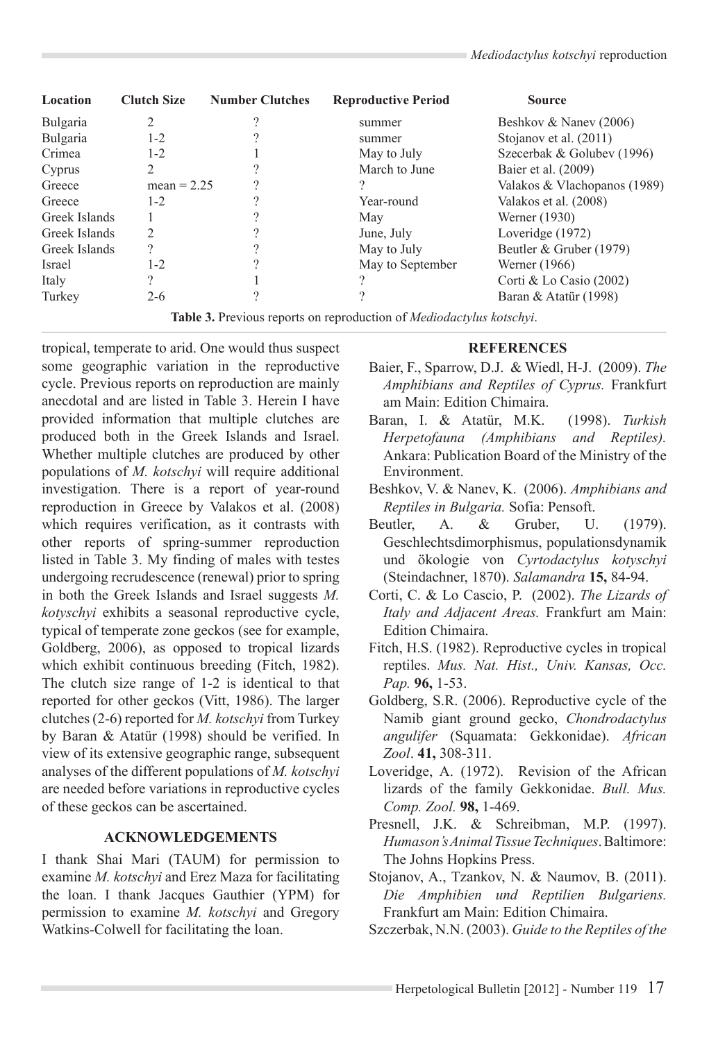| Location | Clutch Size | Number Clutches | Reproductive Period | Source |
|---|---|---|---|---|
| Bulgaria | 2 | ? | summer | Beshkov & Nanev (2006) |
| Bulgaria | 1-2 | ? | summer | Stojanov et al. (2011) |
| Crimea | 1-2 | 1 | May to July | Szecerbak & Golubev (1996) |
| Cyprus | 2 | ? | March to June | Baier et al. (2009) |
| Greece | mean = 2.25 | ? | ? | Valakos & Vlachopanos (1989) |
| Greece | 1-2 | ? | Year-round | Valakos et al. (2008) |
| Greek Islands | 1 | ? | May | Werner (1930) |
| Greek Islands | 2 | ? | June, July | Loveridge (1972) |
| Greek Islands | ? | ? | May to July | Beutler & Gruber (1979) |
| Israel | 1-2 | ? | May to September | Werner (1966) |
| Italy | ? | 1 | ? | Corti & Lo Casio (2002) |
| Turkey | 2-6 | ? | ? | Baran & Atatür (1998) |

**Table 3.** Previous reports on reproduction of *Mediodactylus kotschyi*.

tropical, temperate to arid. One would thus suspect some geographic variation in the reproductive cycle. Previous reports on reproduction are mainly anecdotal and are listed in Table 3. Herein I have provided information that multiple clutches are produced both in the Greek Islands and Israel. Whether multiple clutches are produced by other populations of *M. kotschyi* will require additional investigation. There is a report of year-round reproduction in Greece by Valakos et al. (2008) which requires verification, as it contrasts with other reports of spring-summer reproduction listed in Table 3. My finding of males with testes undergoing recrudescence (renewal) prior to spring in both the Greek Islands and Israel suggests *M. kotyschyi* exhibits a seasonal reproductive cycle, typical of temperate zone geckos (see for example, Goldberg, 2006), as opposed to tropical lizards which exhibit continuous breeding (Fitch, 1982). The clutch size range of 1-2 is identical to that reported for other geckos (Vitt, 1986). The larger clutches (2-6) reported for *M. kotschyi* from Turkey by Baran & Atatür (1998) should be verified. In view of its extensive geographic range, subsequent analyses of the different populations of *M. kotschyi* are needed before variations in reproductive cycles of these geckos can be ascertained.

## ACKNOWLEDGEMENTS

I thank Shai Mari (TAUM) for permission to examine *M. kotschyi* and Erez Maza for facilitating the loan. I thank Jacques Gauthier (YPM) for permission to examine *M. kotschyi* and Gregory Watkins-Colwell for facilitating the loan.

## REFERENCES

Baier, F., Sparrow, D.J. & Wiedl, H-J. (2009). *The Amphibians and Reptiles of Cyprus.* Frankfurt am Main: Edition Chimaira.

Baran, I. & Atatür, M.K. (1998). *Turkish Herpetofauna (Amphibians and Reptiles).* Ankara: Publication Board of the Ministry of the Environment.

Beshkov, V. & Nanev, K. (2006). *Amphibians and Reptiles in Bulgaria.* Sofia: Pensoft.

Beutler, A. & Gruber, U. (1979). Geschlechtsdimorphismus, populationsdynamik und ökologie von *Cyrtodactylus kotyschyi* (Steindachner, 1870). *Salamandra* **15,** 84-94.

Corti, C. & Lo Cascio, P. (2002). *The Lizards of Italy and Adjacent Areas.* Frankfurt am Main: Edition Chimaira.

Fitch, H.S. (1982). Reproductive cycles in tropical reptiles. *Mus. Nat. Hist., Univ. Kansas, Occ. Pap.* **96,** 1-53.

Goldberg, S.R. (2006). Reproductive cycle of the Namib giant ground gecko, *Chondrodactylus angulifer* (Squamata: Gekkonidae). *African Zool*. **41,** 308-311.

Loveridge, A. (1972). Revision of the African lizards of the family Gekkonidae. *Bull. Mus. Comp. Zool.* **98,** 1-469.

Presnell, J.K. & Schreibman, M.P. (1997). *Humason's Animal Tissue Techniques*. Baltimore: The Johns Hopkins Press.

Stojanov, A., Tzankov, N. & Naumov, B. (2011). *Die Amphibien und Reptilien Bulgariens.* Frankfurt am Main: Edition Chimaira.

Szczerbak, N.N. (2003). *Guide to the Reptiles of the*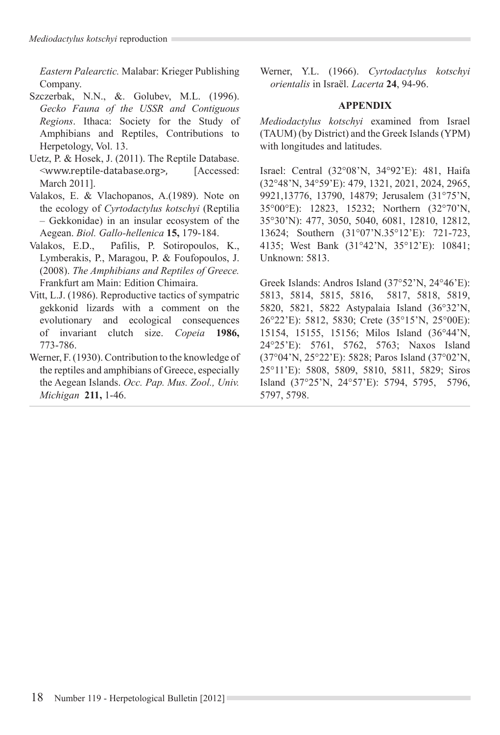*Eastern Palearctic.* Malabar: Krieger Publishing Company.

Szczerbak, N.N., &. Golubev, M.L. (1996). *Gecko Fauna of the USSR and Contiguous Regions*. Ithaca: Society for the Study of Amphibians and Reptiles, Contributions to Herpetology, Vol. 13.

Uetz, P. & Hosek, J. (2011). The Reptile Database. <www.reptile-database.org>, [Accessed: March 2011].

Valakos, E. & Vlachopanos, A.(1989). Note on the ecology of *Cyrtodactylus kotschyi* (Reptilia – Gekkonidae) in an insular ecosystem of the Aegean. *Biol. Gallo-hellenica* **15,** 179-184.

Valakos, E.D., Pafilis, P. Sotiropoulos, K., Lymberakis, P., Maragou, P. & Foufopoulos, J. (2008). *The Amphibians and Reptiles of Greece.* Frankfurt am Main: Edition Chimaira.

Vitt, L.J. (1986). Reproductive tactics of sympatric gekkonid lizards with a comment on the evolutionary and ecological consequences of invariant clutch size. *Copeia* **1986,** 773-786.

Werner, F. (1930). Contribution to the knowledge of the reptiles and amphibians of Greece, especially the Aegean Islands. *Occ. Pap. Mus. Zool., Univ. Michigan* **211,** 1-46.

Werner, Y.L. (1966). *Cyrtodactylus kotschyi orientalis* in Israël. *Lacerta* **24**, 94-96.

## APPENDIX

*Mediodactylus kotschyi* examined from Israel (TAUM) (by District) and the Greek Islands (YPM) with longitudes and latitudes.

Israel: Central (32°08'N, 34°92'E): 481, Haifa (32°48'N, 34°59'E): 479, 1321, 2021, 2024, 2965, 9921,13776, 13790, 14879; Jerusalem (31°75'N, 35°00°E): 12823, 15232; Northern (32°70'N, 35°30'N): 477, 3050, 5040, 6081, 12810, 12812, 13624; Southern (31°07'N.35°12'E): 721-723, 4135; West Bank (31°42'N, 35°12'E): 10841; Unknown: 5813.

Greek Islands: Andros Island (37°52'N, 24°46'E): 5813, 5814, 5815, 5816, 5817, 5818, 5819, 5820, 5821, 5822 Astypalaia Island (36°32'N, 26°22'E): 5812, 5830; Crete (35°15'N, 25°00E): 15154, 15155, 15156; Milos Island (36°44'N, 24°25'E): 5761, 5762, 5763; Naxos Island (37°04'N, 25°22'E): 5828; Paros Island (37°02'N, 25°11'E): 5808, 5809, 5810, 5811, 5829; Siros Island (37°25'N, 24°57'E): 5794, 5795, 5796, 5797, 5798.